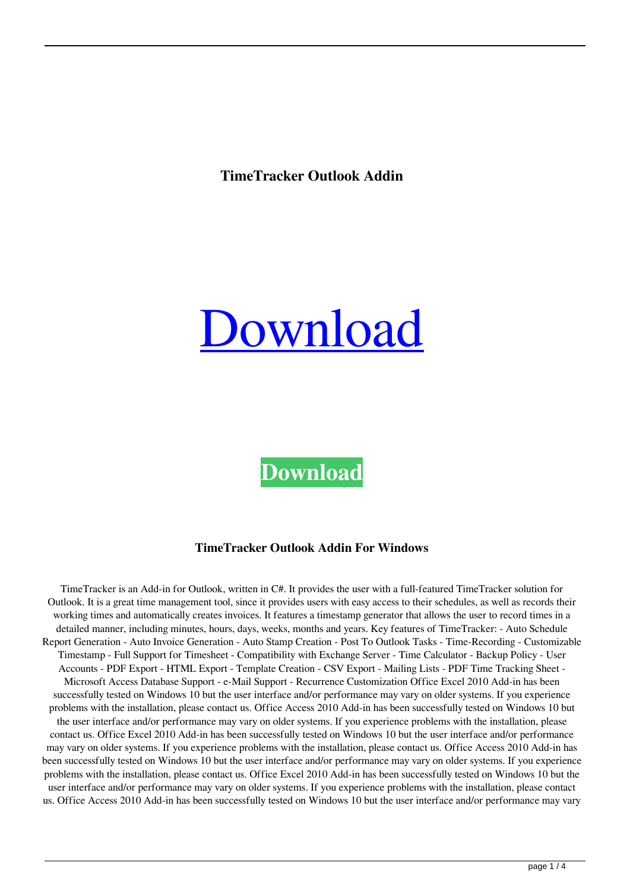**TimeTracker Outlook Addin**

Download

**Download**

### TimeTracker Outlook Addin For Windows

TimeTracker is an Add-in for Outlook, written in C#. It provides the user with a full-featured TimeTracker solution for Outlook. It is a great time management tool, since it provides users with easy access to their schedules, as well as records their working times and automatically creates invoices. It features a timestamp generator that allows the user to record times in a detailed manner, including minutes, hours, days, weeks, months and years. Key features of TimeTracker: - Auto Schedule Report Generation - Auto Invoice Generation - Auto Stamp Creation - Post To Outlook Tasks - Time-Recording - Customizable Timestamp - Full Support for Timesheet - Compatibility with Exchange Server - Time Calculator - Backup Policy - User Accounts - PDF Export - HTML Export - Template Creation - CSV Export - Mailing Lists - PDF Time Tracking Sheet - Microsoft Access Database Support - e-Mail Support - Recurrence Customization Office Excel 2010 Add-in has been successfully tested on Windows 10 but the user interface and/or performance may vary on older systems. If you experience problems with the installation, please contact us. Office Access 2010 Add-in has been successfully tested on Windows 10 but the user interface and/or performance may vary on older systems. If you experience problems with the installation, please contact us. Office Excel 2010 Add-in has been successfully tested on Windows 10 but the user interface and/or performance may vary on older systems. If you experience problems with the installation, please contact us. Office Access 2010 Add-in has been successfully tested on Windows 10 but the user interface and/or performance may vary on older systems. If you experience problems with the installation, please contact us. Office Excel 2010 Add-in has been successfully tested on Windows 10 but the user interface and/or performance may vary on older systems. If you experience problems with the installation, please contact us. Office Access 2010 Add-in has been successfully tested on Windows 10 but the user interface and/or performance may vary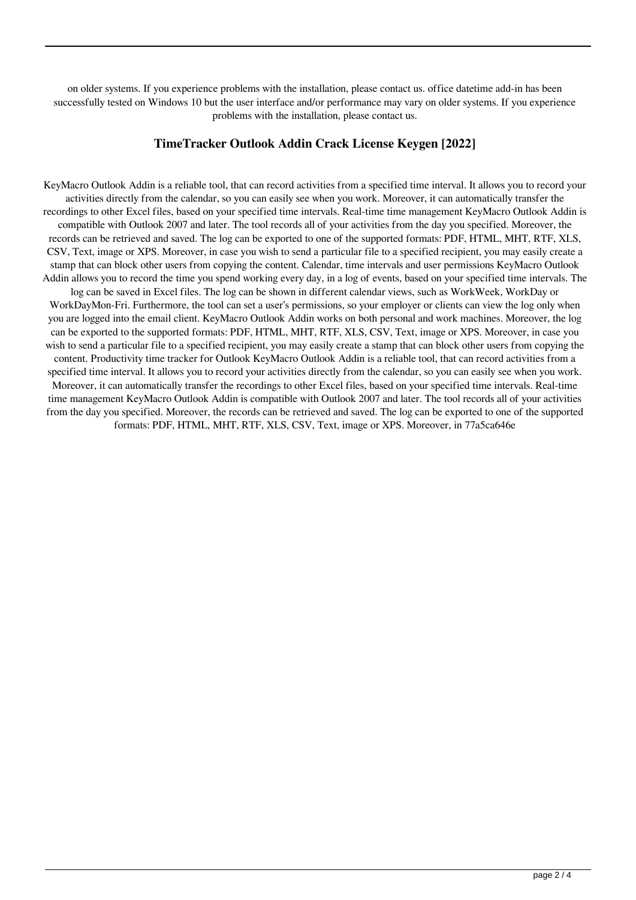on older systems. If you experience problems with the installation, please contact us. office datetime add-in has been successfully tested on Windows 10 but the user interface and/or performance may vary on older systems. If you experience problems with the installation, please contact us.

## TimeTracker Outlook Addin Crack License Keygen [2022]

KeyMacro Outlook Addin is a reliable tool, that can record activities from a specified time interval. It allows you to record your activities directly from the calendar, so you can easily see when you work. Moreover, it can automatically transfer the recordings to other Excel files, based on your specified time intervals. Real-time time management KeyMacro Outlook Addin is compatible with Outlook 2007 and later. The tool records all of your activities from the day you specified. Moreover, the records can be retrieved and saved. The log can be exported to one of the supported formats: PDF, HTML, MHT, RTF, XLS, CSV, Text, image or XPS. Moreover, in case you wish to send a particular file to a specified recipient, you may easily create a stamp that can block other users from copying the content. Calendar, time intervals and user permissions KeyMacro Outlook Addin allows you to record the time you spend working every day, in a log of events, based on your specified time intervals. The log can be saved in Excel files. The log can be shown in different calendar views, such as WorkWeek, WorkDay or WorkDayMon-Fri. Furthermore, the tool can set a user's permissions, so your employer or clients can view the log only when you are logged into the email client. KeyMacro Outlook Addin works on both personal and work machines. Moreover, the log can be exported to the supported formats: PDF, HTML, MHT, RTF, XLS, CSV, Text, image or XPS. Moreover, in case you wish to send a particular file to a specified recipient, you may easily create a stamp that can block other users from copying the content. Productivity time tracker for Outlook KeyMacro Outlook Addin is a reliable tool, that can record activities from a specified time interval. It allows you to record your activities directly from the calendar, so you can easily see when you work. Moreover, it can automatically transfer the recordings to other Excel files, based on your specified time intervals. Real-time time management KeyMacro Outlook Addin is compatible with Outlook 2007 and later. The tool records all of your activities from the day you specified. Moreover, the records can be retrieved and saved. The log can be exported to one of the supported formats: PDF, HTML, MHT, RTF, XLS, CSV, Text, image or XPS. Moreover, in 77a5ca646e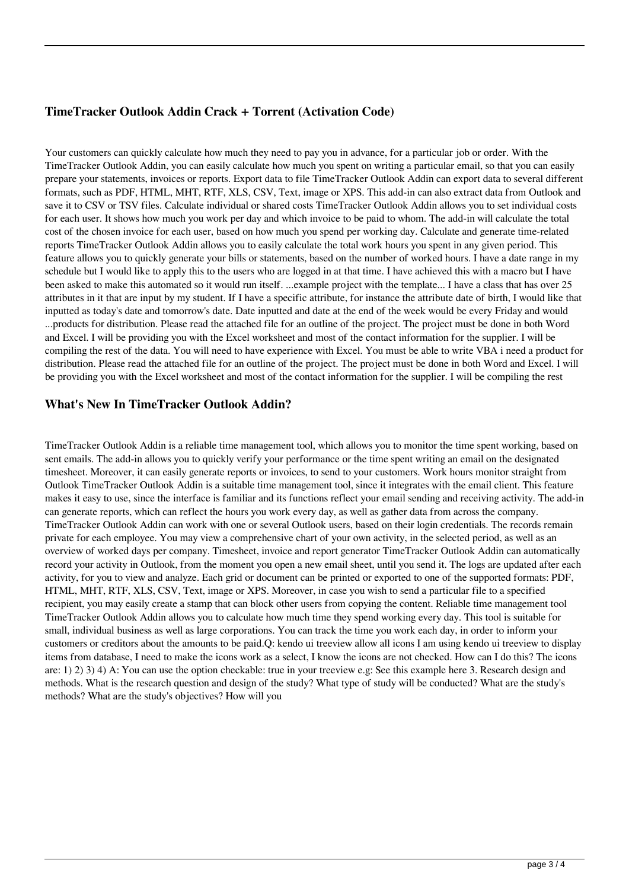### TimeTracker Outlook Addin Crack + Torrent (Activation Code)

Your customers can quickly calculate how much they need to pay you in advance, for a particular job or order. With the TimeTracker Outlook Addin, you can easily calculate how much you spent on writing a particular email, so that you can easily prepare your statements, invoices or reports. Export data to file TimeTracker Outlook Addin can export data to several different formats, such as PDF, HTML, MHT, RTF, XLS, CSV, Text, image or XPS. This add-in can also extract data from Outlook and save it to CSV or TSV files. Calculate individual or shared costs TimeTracker Outlook Addin allows you to set individual costs for each user. It shows how much you work per day and which invoice to be paid to whom. The add-in will calculate the total cost of the chosen invoice for each user, based on how much you spend per working day. Calculate and generate time-related reports TimeTracker Outlook Addin allows you to easily calculate the total work hours you spent in any given period. This feature allows you to quickly generate your bills or statements, based on the number of worked hours. I have a date range in my schedule but I would like to apply this to the users who are logged in at that time. I have achieved this with a macro but I have been asked to make this automated so it would run itself. ...example project with the template... I have a class that has over 25 attributes in it that are input by my student. If I have a specific attribute, for instance the attribute date of birth, I would like that inputted as today's date and tomorrow's date. Date inputted and date at the end of the week would be every Friday and would ...products for distribution. Please read the attached file for an outline of the project. The project must be done in both Word and Excel. I will be providing you with the Excel worksheet and most of the contact information for the supplier. I will be compiling the rest of the data. You will need to have experience with Excel. You must be able to write VBA i need a product for distribution. Please read the attached file for an outline of the project. The project must be done in both Word and Excel. I will be providing you with the Excel worksheet and most of the contact information for the supplier. I will be compiling the rest

### What's New In TimeTracker Outlook Addin?

TimeTracker Outlook Addin is a reliable time management tool, which allows you to monitor the time spent working, based on sent emails. The add-in allows you to quickly verify your performance or the time spent writing an email on the designated timesheet. Moreover, it can easily generate reports or invoices, to send to your customers. Work hours monitor straight from Outlook TimeTracker Outlook Addin is a suitable time management tool, since it integrates with the email client. This feature makes it easy to use, since the interface is familiar and its functions reflect your email sending and receiving activity. The add-in can generate reports, which can reflect the hours you work every day, as well as gather data from across the company. TimeTracker Outlook Addin can work with one or several Outlook users, based on their login credentials. The records remain private for each employee. You may view a comprehensive chart of your own activity, in the selected period, as well as an overview of worked days per company. Timesheet, invoice and report generator TimeTracker Outlook Addin can automatically record your activity in Outlook, from the moment you open a new email sheet, until you send it. The logs are updated after each activity, for you to view and analyze. Each grid or document can be printed or exported to one of the supported formats: PDF, HTML, MHT, RTF, XLS, CSV, Text, image or XPS. Moreover, in case you wish to send a particular file to a specified recipient, you may easily create a stamp that can block other users from copying the content. Reliable time management tool TimeTracker Outlook Addin allows you to calculate how much time they spend working every day. This tool is suitable for small, individual business as well as large corporations. You can track the time you work each day, in order to inform your customers or creditors about the amounts to be paid.Q: kendo ui treeview allow all icons I am using kendo ui treeview to display items from database, I need to make the icons work as a select, I know the icons are not checked. How can I do this? The icons are: 1) 2) 3) 4) A: You can use the option checkable: true in your treeview e.g: See this example here 3. Research design and methods. What is the research question and design of the study? What type of study will be conducted? What are the study's methods? What are the study's objectives? How will you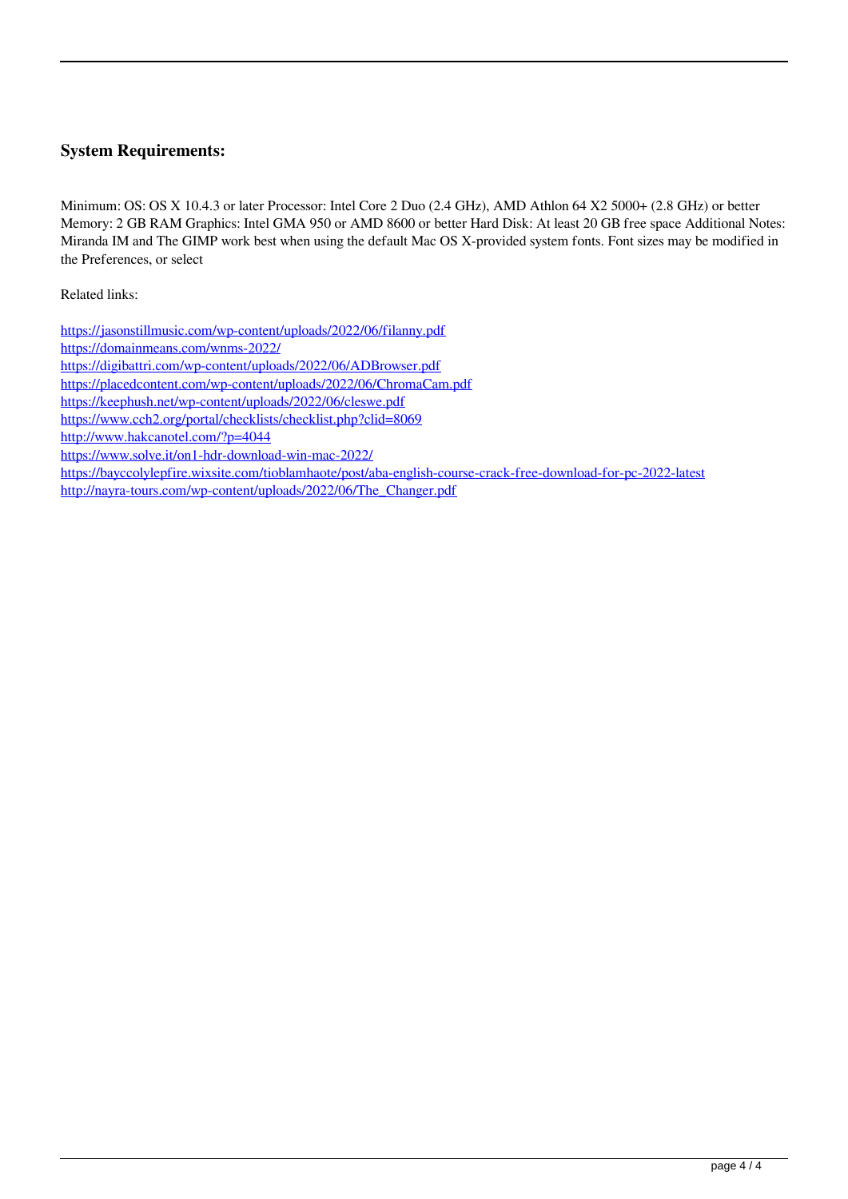### System Requirements:

Minimum: OS: OS X 10.4.3 or later Processor: Intel Core 2 Duo (2.4 GHz), AMD Athlon 64 X2 5000+ (2.8 GHz) or better Memory: 2 GB RAM Graphics: Intel GMA 950 or AMD 8600 or better Hard Disk: At least 20 GB free space Additional Notes: Miranda IM and The GIMP work best when using the default Mac OS X-provided system fonts. Font sizes may be modified in the Preferences, or select

Related links:

https://jasonstillmusic.com/wp-content/uploads/2022/06/filanny.pdf
https://domainmeans.com/wnms-2022/
https://digibattri.com/wp-content/uploads/2022/06/ADBrowser.pdf
https://placedcontent.com/wp-content/uploads/2022/06/ChromaCam.pdf
https://keephush.net/wp-content/uploads/2022/06/cleswe.pdf
https://www.cch2.org/portal/checklists/checklist.php?clid=8069
http://www.hakcanotel.com/?p=4044
https://www.solve.it/on1-hdr-download-win-mac-2022/
https://bayccolylepfire.wixsite.com/tioblamhaote/post/aba-english-course-crack-free-download-for-pc-2022-latest
http://nayra-tours.com/wp-content/uploads/2022/06/The_Changer.pdf